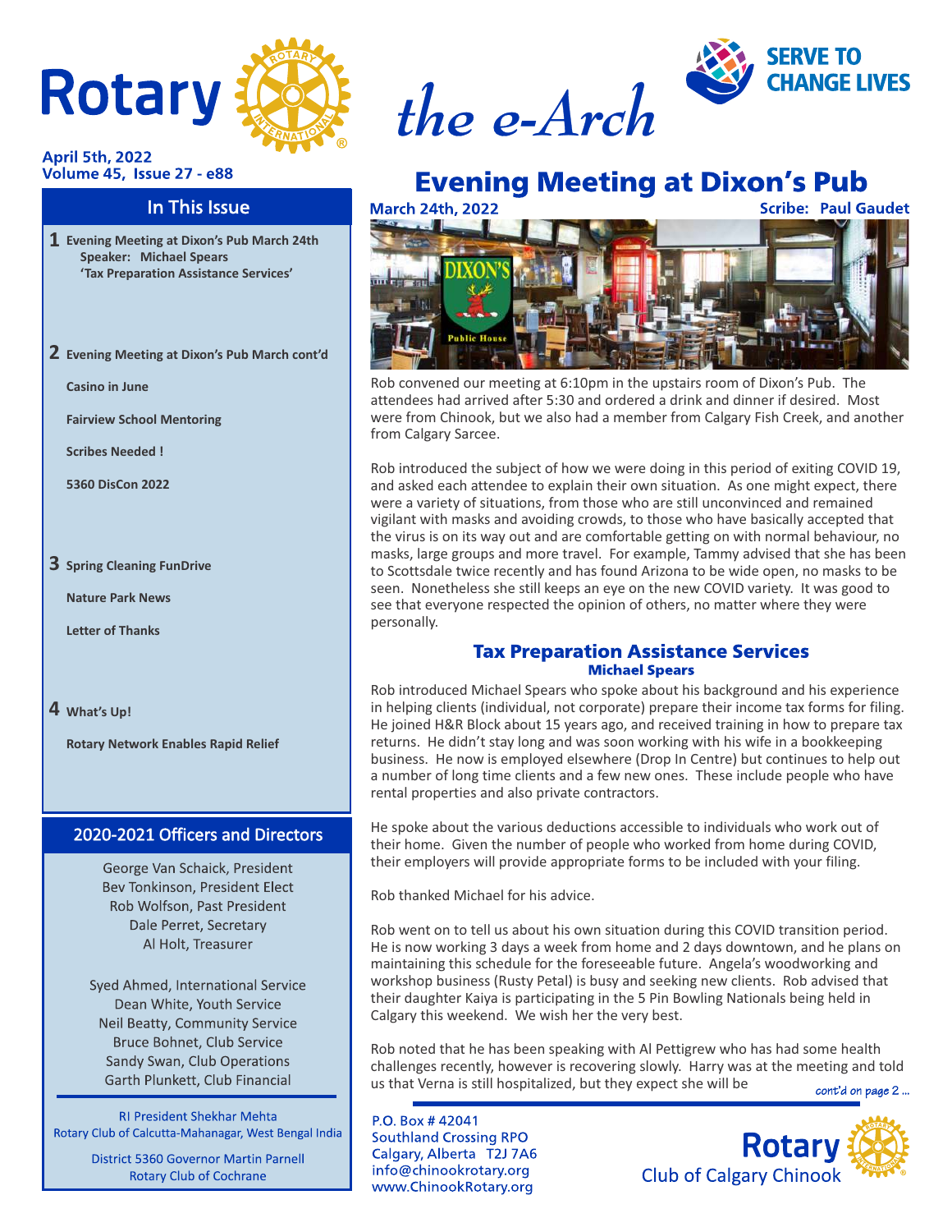# the e-Arch

**SERVE TO CHANGE LIVES**

April 5th, 2022
Volume 45, Issue 27 - e88

## In This Issue

**1** **Evening Meeting at Dixon's Pub March 24th**
**Speaker: Michael Spears**
**'Tax Preparation Assistance Services'**

**2** **Evening Meeting at Dixon's Pub March cont'd**

**Casino in June**

**Fairview School Mentoring**

**Scribes Needed !**

**5360 DisCon 2022**

**3** **Spring Cleaning FunDrive**

**Nature Park News**

**Letter of Thanks**

**4** **What's Up!**

**Rotary Network Enables Rapid Relief**

## 2020-2021 Officers and Directors

George Van Schaick, President
Bev Tonkinson, President Elect
Rob Wolfson, Past President
Dale Perret, Secretary
Al Holt, Treasurer

Syed Ahmed, International Service
Dean White, Youth Service
Neil Beatty, Community Service
Bruce Bohnet, Club Service
Sandy Swan, Club Operations
Garth Plunkett, Club Financial

RI President Shekhar Mehta
Rotary Club of Calcutta-Mahanagar, West Bengal India

District 5360 Governor Martin Parnell
Rotary Club of Cochrane

# Evening Meeting at Dixon's Pub

**March 24th, 2022** — **Scribe: Paul Gaudet**

Rob convened our meeting at 6:10pm in the upstairs room of Dixon's Pub. The attendees had arrived after 5:30 and ordered a drink and dinner if desired. Most were from Chinook, but we also had a member from Calgary Fish Creek, and another from Calgary Sarcee.

Rob introduced the subject of how we were doing in this period of exiting COVID 19, and asked each attendee to explain their own situation. As one might expect, there were a variety of situations, from those who are still unconvinced and remained vigilant with masks and avoiding crowds, to those who have basically accepted that the virus is on its way out and are comfortable getting on with normal behaviour, no masks, large groups and more travel. For example, Tammy advised that she has been to Scottsdale twice recently and has found Arizona to be wide open, no masks to be seen. Nonetheless she still keeps an eye on the new COVID variety. It was good to see that everyone respected the opinion of others, no matter where they were personally.

## Tax Preparation Assistance Services

### Michael Spears

Rob introduced Michael Spears who spoke about his background and his experience in helping clients (individual, not corporate) prepare their income tax forms for filing. He joined H&R Block about 15 years ago, and received training in how to prepare tax returns. He didn't stay long and was soon working with his wife in a bookkeeping business. He now is employed elsewhere (Drop In Centre) but continues to help out a number of long time clients and a few new ones. These include people who have rental properties and also private contractors.

He spoke about the various deductions accessible to individuals who work out of their home. Given the number of people who worked from home during COVID, their employers will provide appropriate forms to be included with your filing.

Rob thanked Michael for his advice.

Rob went on to tell us about his own situation during this COVID transition period. He is now working 3 days a week from home and 2 days downtown, and he plans on maintaining this schedule for the foreseeable future. Angela's woodworking and workshop business (Rusty Petal) is busy and seeking new clients. Rob advised that their daughter Kaiya is participating in the 5 Pin Bowling Nationals being held in Calgary this weekend. We wish her the very best.

Rob noted that he has been speaking with Al Pettigrew who has had some health challenges recently, however is recovering slowly. Harry was at the meeting and told us that Verna is still hospitalized, but they expect she will be

*cont'd on page 2 ...*

P.O. Box # 42041
Southland Crossing RPO
Calgary, Alberta T2J 7A6
info@chinookrotary.org
www.ChinookRotary.org

Rotary Club of Calgary Chinook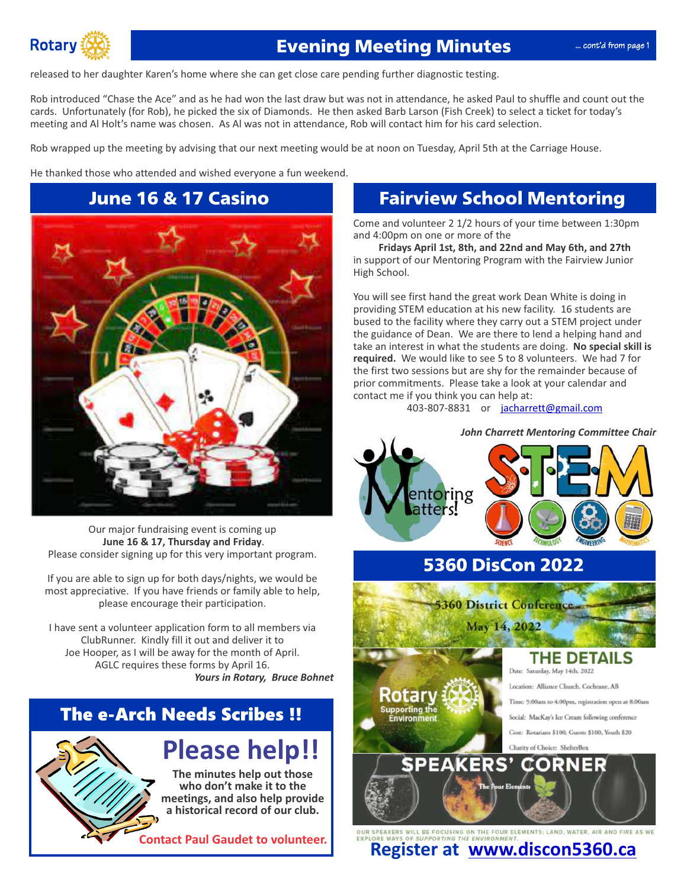# Evening Meeting Minutes

*... cont'd from page 1*

released to her daughter Karen's home where she can get close care pending further diagnostic testing.

Rob introduced "Chase the Ace" and as he had won the last draw but was not in attendance, he asked Paul to shuffle and count out the cards. Unfortunately (for Rob), he picked the six of Diamonds. He then asked Barb Larson (Fish Creek) to select a ticket for today's meeting and Al Holt's name was chosen. As Al was not in attendance, Rob will contact him for his card selection.

Rob wrapped up the meeting by advising that our next meeting would be at noon on Tuesday, April 5th at the Carriage House.

He thanked those who attended and wished everyone a fun weekend.

## June 16 & 17 Casino

Our major fundraising event is coming up **June 16 & 17, Thursday and Friday**. Please consider signing up for this very important program.

If you are able to sign up for both days/nights, we would be most appreciative. If you have friends or family able to help, please encourage their participation.

I have sent a volunteer application form to all members via ClubRunner. Kindly fill it out and deliver it to Joe Hooper, as I will be away for the month of April. AGLC requires these forms by April 16.

***Yours in Rotary, Bruce Bohnet***

## The e-Arch Needs Scribes !!

**Please help!!**

**The minutes help out those who don't make it to the meetings, and also help provide a historical record of our club.**

**Contact Paul Gaudet to volunteer.**

## Fairview School Mentoring

Come and volunteer 2 1/2 hours of your time between 1:30pm and 4:00pm on one or more of the

**Fridays April 1st, 8th, and 22nd and May 6th, and 27th**

in support of our Mentoring Program with the Fairview Junior High School.

You will see first hand the great work Dean White is doing in providing STEM education at his new facility. 16 students are bused to the facility where they carry out a STEM project under the guidance of Dean. We are there to lend a helping hand and take an interest in what the students are doing. **No special skill is required.** We would like to see 5 to 8 volunteers. We had 7 for the first two sessions but are shy for the remainder because of prior commitments. Please take a look at your calendar and contact me if you think you can help at:

403-807-8831 or jacharrett@gmail.com

***John Charrett Mentoring Committee Chair***

## 5360 DisCon 2022

5360 District Conference
May 14, 2022

**THE DETAILS**

Date: Saturday, May 14th, 2022

Location: Alliance Church, Cochrane, AB

Time: 9:00am to 4:00pm, registration open at 8:00am

Social: MacKay's Ice Cream following conference

Cost: Rotarians $100, Guests $100, Youth $20

Charity of Choice: ShelterBox

**SPEAKERS' CORNER**

The Four Elements

OUR SPEAKERS WILL BE FOCUSING ON THE FOUR ELEMENTS: LAND, WATER, AIR AND FIRE AS WE EXPLORE WAYS OF *SUPPORTING THE ENVIRONMENT.*

**Register at www.discon5360.ca**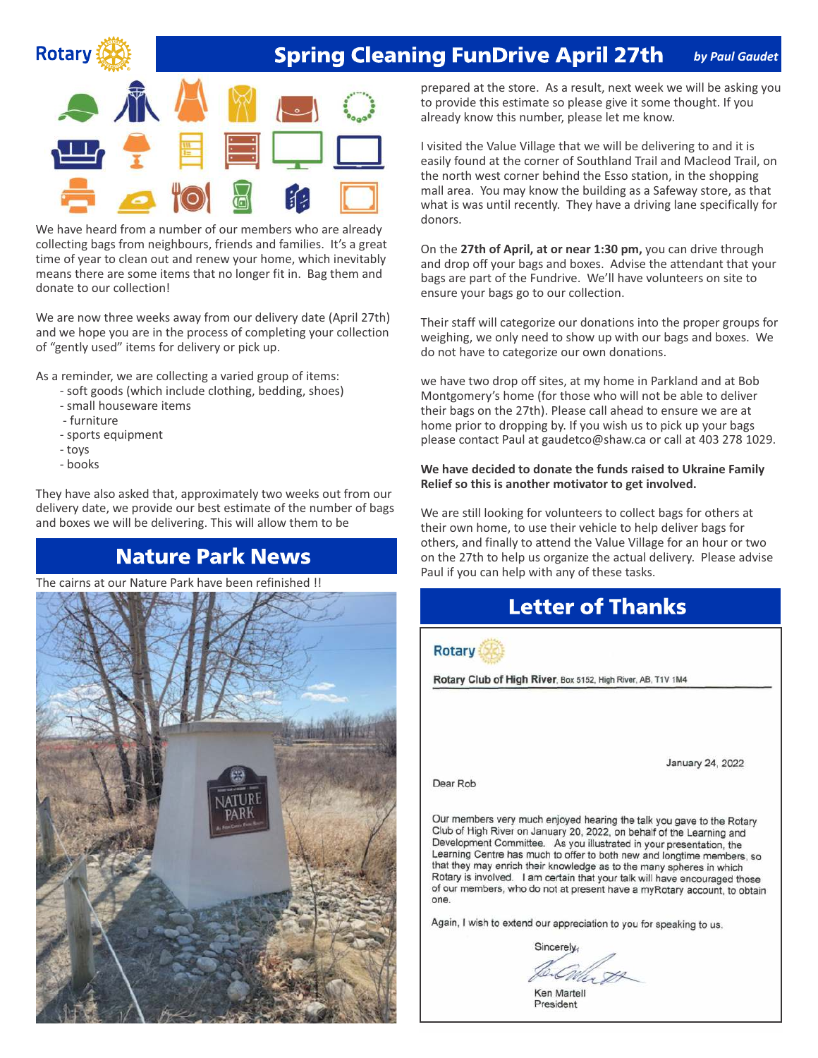## Spring Cleaning FunDrive April 27th

*by Paul Gaudet*

We have heard from a number of our members who are already collecting bags from neighbours, friends and families. It's a great time of year to clean out and renew your home, which inevitably means there are some items that no longer fit in. Bag them and donate to our collection!

We are now three weeks away from our delivery date (April 27th) and we hope you are in the process of completing your collection of "gently used" items for delivery or pick up.

As a reminder, we are collecting a varied group of items:

- soft goods (which include clothing, bedding, shoes)
- small houseware items
- furniture
- sports equipment
- toys
- books

They have also asked that, approximately two weeks out from our delivery date, we provide our best estimate of the number of bags and boxes we will be delivering. This will allow them to be prepared at the store. As a result, next week we will be asking you to provide this estimate so please give it some thought. If you already know this number, please let me know.

I visited the Value Village that we will be delivering to and it is easily found at the corner of Southland Trail and Macleod Trail, on the north west corner behind the Esso station, in the shopping mall area. You may know the building as a Safeway store, as that what is was until recently. They have a driving lane specifically for donors.

On the **27th of April, at or near 1:30 pm,** you can drive through and drop off your bags and boxes. Advise the attendant that your bags are part of the Fundrive. We'll have volunteers on site to ensure your bags go to our collection.

Their staff will categorize our donations into the proper groups for weighing, we only need to show up with our bags and boxes. We do not have to categorize our own donations.

we have two drop off sites, at my home in Parkland and at Bob Montgomery's home (for those who will not be able to deliver their bags on the 27th). Please call ahead to ensure we are at home prior to dropping by. If you wish us to pick up your bags please contact Paul at gaudetco@shaw.ca or call at 403 278 1029.

**We have decided to donate the funds raised to Ukraine Family Relief so this is another motivator to get involved.**

We are still looking for volunteers to collect bags for others at their own home, to use their vehicle to help deliver bags for others, and finally to attend the Value Village for an hour or two on the 27th to help us organize the actual delivery. Please advise Paul if you can help with any of these tasks.

## Nature Park News

The cairns at our Nature Park have been refinished !!

## Letter of Thanks

Rotary

**Rotary Club of High River**, Box 5152, High River, AB, T1V 1M4

January 24, 2022

Dear Rob

Our members very much enjoyed hearing the talk you gave to the Rotary Club of High River on January 20, 2022, on behalf of the Learning and Development Committee. As you illustrated in your presentation, the Learning Centre has much to offer to both new and longtime members, so that they may enrich their knowledge as to the many spheres in which Rotary is involved. I am certain that your talk will have encouraged those of our members, who do not at present have a myRotary account, to obtain one.

Again, I wish to extend our appreciation to you for speaking to us.

Sincerely,

Ken Martell
President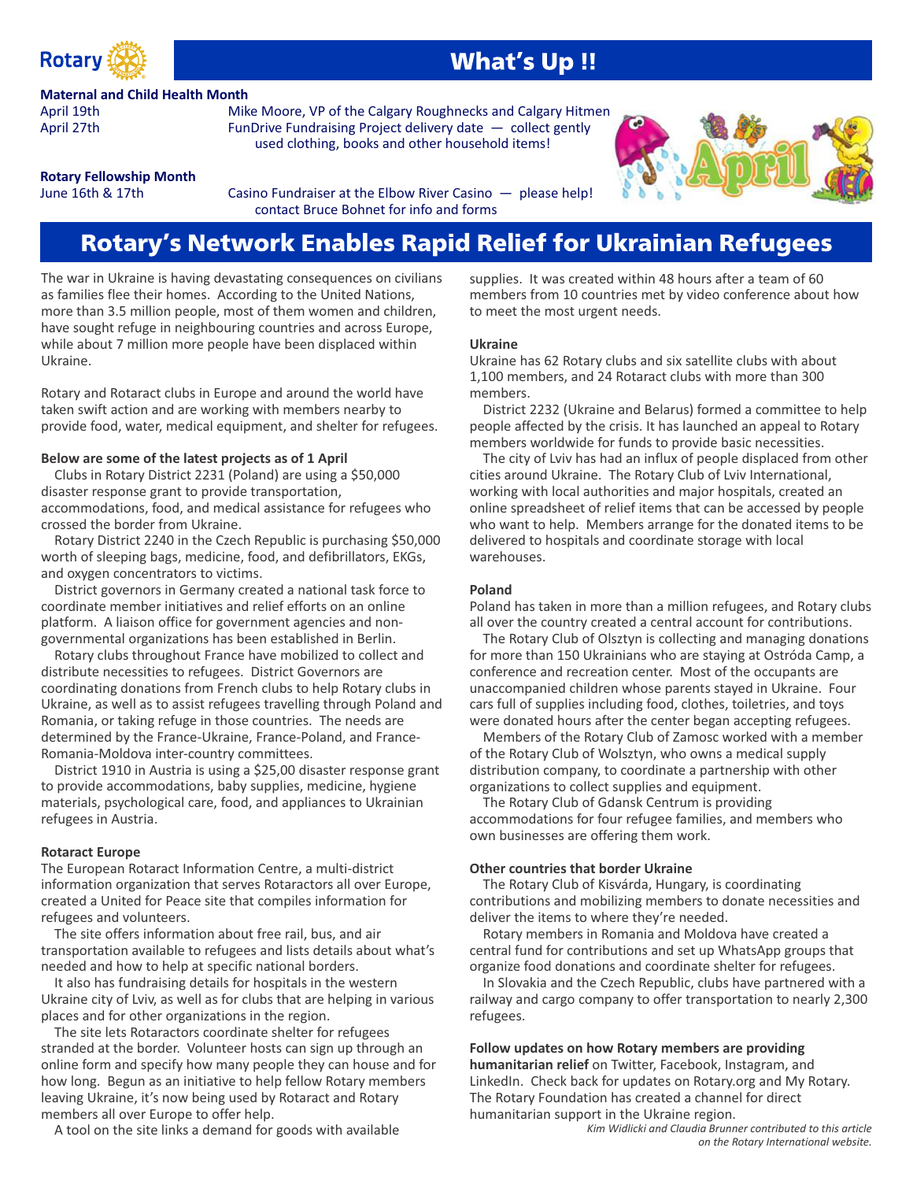Rotary

# What's Up !!

**Maternal and Child Health Month**

April 19th — Mike Moore, VP of the Calgary Roughnecks and Calgary Hitmen

April 27th — FunDrive Fundraising Project delivery date — collect gently used clothing, books and other household items!

**Rotary Fellowship Month**

June 16th & 17th — Casino Fundraiser at the Elbow River Casino — please help! contact Bruce Bohnet for info and forms

# Rotary's Network Enables Rapid Relief for Ukrainian Refugees

The war in Ukraine is having devastating consequences on civilians as families flee their homes. According to the United Nations, more than 3.5 million people, most of them women and children, have sought refuge in neighbouring countries and across Europe, while about 7 million more people have been displaced within Ukraine.

Rotary and Rotaract clubs in Europe and around the world have taken swift action and are working with members nearby to provide food, water, medical equipment, and shelter for refugees.

**Below are some of the latest projects as of 1 April**

Clubs in Rotary District 2231 (Poland) are using a $50,000 disaster response grant to provide transportation, accommodations, food, and medical assistance for refugees who crossed the border from Ukraine.

Rotary District 2240 in the Czech Republic is purchasing $50,000 worth of sleeping bags, medicine, food, and defibrillators, EKGs, and oxygen concentrators to victims.

District governors in Germany created a national task force to coordinate member initiatives and relief efforts on an online platform. A liaison office for government agencies and non-governmental organizations has been established in Berlin.

Rotary clubs throughout France have mobilized to collect and distribute necessities to refugees. District Governors are coordinating donations from French clubs to help Rotary clubs in Ukraine, as well as to assist refugees travelling through Poland and Romania, or taking refuge in those countries. The needs are determined by the France-Ukraine, France-Poland, and France-Romania-Moldova inter-country committees.

District 1910 in Austria is using a $25,00 disaster response grant to provide accommodations, baby supplies, medicine, hygiene materials, psychological care, food, and appliances to Ukrainian refugees in Austria.

**Rotaract Europe**

The European Rotaract Information Centre, a multi-district information organization that serves Rotaractors all over Europe, created a United for Peace site that compiles information for refugees and volunteers.

The site offers information about free rail, bus, and air transportation available to refugees and lists details about what's needed and how to help at specific national borders.

It also has fundraising details for hospitals in the western Ukraine city of Lviv, as well as for clubs that are helping in various places and for other organizations in the region.

The site lets Rotaractors coordinate shelter for refugees stranded at the border. Volunteer hosts can sign up through an online form and specify how many people they can house and for how long. Begun as an initiative to help fellow Rotary members leaving Ukraine, it's now being used by Rotaract and Rotary members all over Europe to offer help.

A tool on the site links a demand for goods with available supplies. It was created within 48 hours after a team of 60 members from 10 countries met by video conference about how to meet the most urgent needs.

**Ukraine**

Ukraine has 62 Rotary clubs and six satellite clubs with about 1,100 members, and 24 Rotaract clubs with more than 300 members.

District 2232 (Ukraine and Belarus) formed a committee to help people affected by the crisis. It has launched an appeal to Rotary members worldwide for funds to provide basic necessities.

The city of Lviv has had an influx of people displaced from other cities around Ukraine. The Rotary Club of Lviv International, working with local authorities and major hospitals, created an online spreadsheet of relief items that can be accessed by people who want to help. Members arrange for the donated items to be delivered to hospitals and coordinate storage with local warehouses.

**Poland**

Poland has taken in more than a million refugees, and Rotary clubs all over the country created a central account for contributions.

The Rotary Club of Olsztyn is collecting and managing donations for more than 150 Ukrainians who are staying at Ostróda Camp, a conference and recreation center. Most of the occupants are unaccompanied children whose parents stayed in Ukraine. Four cars full of supplies including food, clothes, toiletries, and toys were donated hours after the center began accepting refugees.

Members of the Rotary Club of Zamosc worked with a member of the Rotary Club of Wolsztyn, who owns a medical supply distribution company, to coordinate a partnership with other organizations to collect supplies and equipment.

The Rotary Club of Gdansk Centrum is providing accommodations for four refugee families, and members who own businesses are offering them work.

**Other countries that border Ukraine**

The Rotary Club of Kisvárda, Hungary, is coordinating contributions and mobilizing members to donate necessities and deliver the items to where they're needed.

Rotary members in Romania and Moldova have created a central fund for contributions and set up WhatsApp groups that organize food donations and coordinate shelter for refugees.

In Slovakia and the Czech Republic, clubs have partnered with a railway and cargo company to offer transportation to nearly 2,300 refugees.

**Follow updates on how Rotary members are providing humanitarian relief** on Twitter, Facebook, Instagram, and LinkedIn. Check back for updates on Rotary.org and My Rotary. The Rotary Foundation has created a channel for direct humanitarian support in the Ukraine region.

*Kim Widlicki and Claudia Brunner contributed to this article on the Rotary International website.*